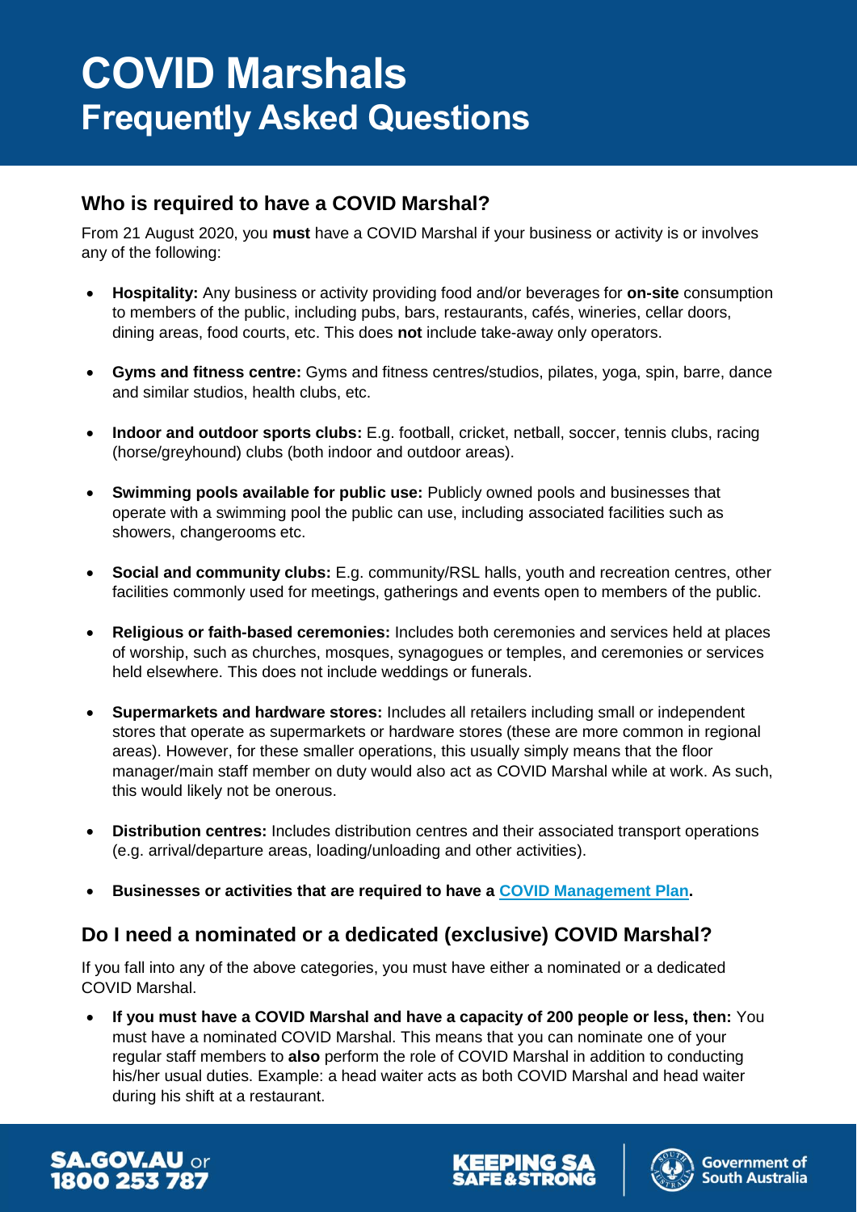# COVID Marshals
## Frequently Asked Questions

### Who is required to have a COVID Marshal?

From 21 August 2020, you **must** have a COVID Marshal if your business or activity is or involves any of the following:

- **Hospitality:** Any business or activity providing food and/or beverages for **on-site** consumption to members of the public, including pubs, bars, restaurants, cafés, wineries, cellar doors, dining areas, food courts, etc. This does **not** include take-away only operators.
- **Gyms and fitness centre:** Gyms and fitness centres/studios, pilates, yoga, spin, barre, dance and similar studios, health clubs, etc.
- **Indoor and outdoor sports clubs:** E.g. football, cricket, netball, soccer, tennis clubs, racing (horse/greyhound) clubs (both indoor and outdoor areas).
- **Swimming pools available for public use:** Publicly owned pools and businesses that operate with a swimming pool the public can use, including associated facilities such as showers, changerooms etc.
- **Social and community clubs:** E.g. community/RSL halls, youth and recreation centres, other facilities commonly used for meetings, gatherings and events open to members of the public.
- **Religious or faith-based ceremonies:** Includes both ceremonies and services held at places of worship, such as churches, mosques, synagogues or temples, and ceremonies or services held elsewhere. This does not include weddings or funerals.
- **Supermarkets and hardware stores:** Includes all retailers including small or independent stores that operate as supermarkets or hardware stores (these are more common in regional areas). However, for these smaller operations, this usually simply means that the floor manager/main staff member on duty would also act as COVID Marshal while at work. As such, this would likely not be onerous.
- **Distribution centres:** Includes distribution centres and their associated transport operations (e.g. arrival/departure areas, loading/unloading and other activities).
- **Businesses or activities that are required to have a COVID Management Plan.**

### Do I need a nominated or a dedicated (exclusive) COVID Marshal?

If you fall into any of the above categories, you must have either a nominated or a dedicated COVID Marshal.

- **If you must have a COVID Marshal and have a capacity of 200 people or less, then:** You must have a nominated COVID Marshal. This means that you can nominate one of your regular staff members to **also** perform the role of COVID Marshal in addition to conducting his/her usual duties. Example: a head waiter acts as both COVID Marshal and head waiter during his shift at a restaurant.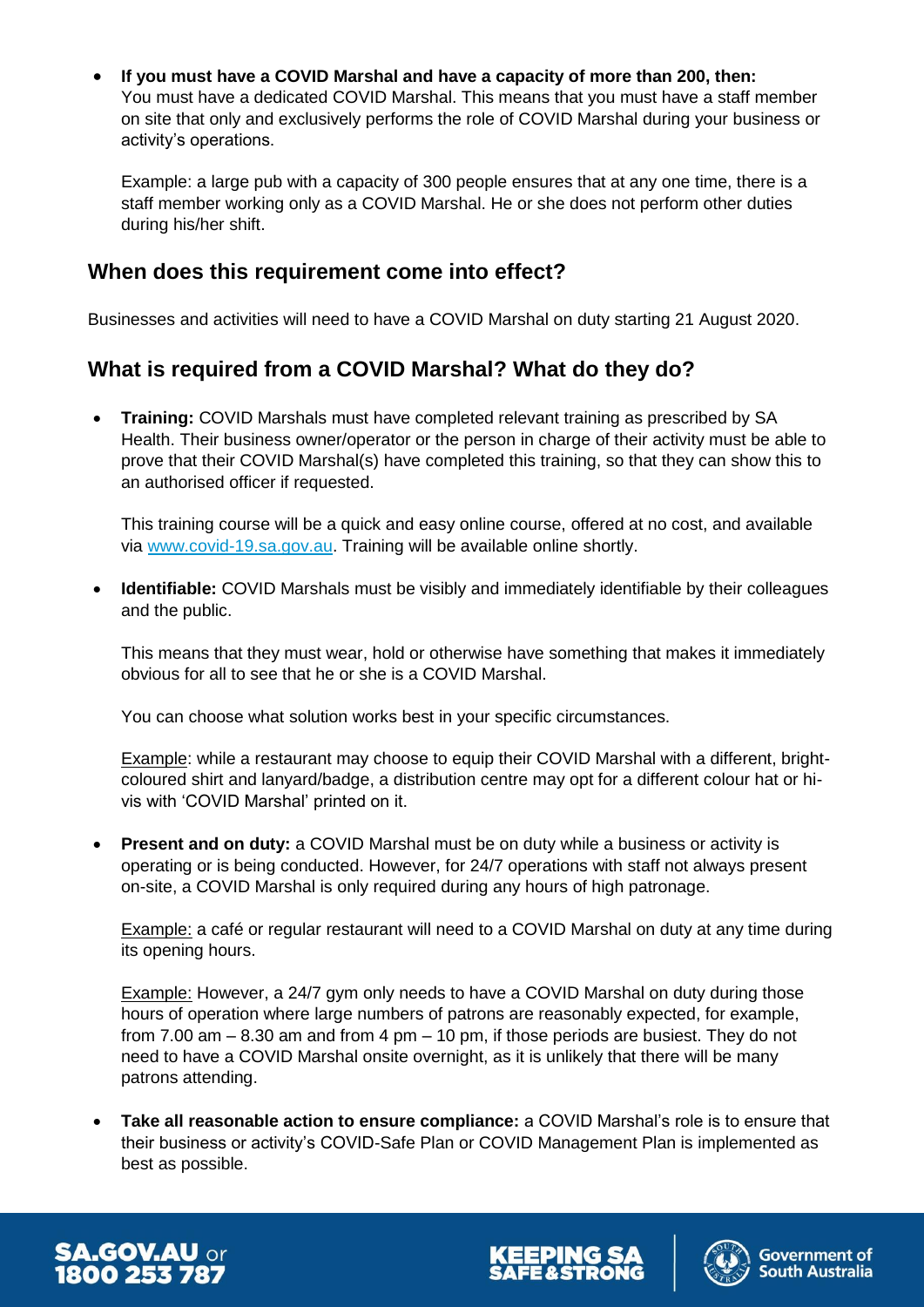- **If you must have a COVID Marshal and have a capacity of more than 200, then:** You must have a dedicated COVID Marshal. This means that you must have a staff member on site that only and exclusively performs the role of COVID Marshal during your business or activity's operations.

  Example: a large pub with a capacity of 300 people ensures that at any one time, there is a staff member working only as a COVID Marshal. He or she does not perform other duties during his/her shift.

## When does this requirement come into effect?

Businesses and activities will need to have a COVID Marshal on duty starting 21 August 2020.

## What is required from a COVID Marshal? What do they do?

- **Training:** COVID Marshals must have completed relevant training as prescribed by SA Health. Their business owner/operator or the person in charge of their activity must be able to prove that their COVID Marshal(s) have completed this training, so that they can show this to an authorised officer if requested.

  This training course will be a quick and easy online course, offered at no cost, and available via [www.covid-19.sa.gov.au](http://www.covid-19.sa.gov.au). Training will be available online shortly.

- **Identifiable:** COVID Marshals must be visibly and immediately identifiable by their colleagues and the public.

  This means that they must wear, hold or otherwise have something that makes it immediately obvious for all to see that he or she is a COVID Marshal.

  You can choose what solution works best in your specific circumstances.

  Example: while a restaurant may choose to equip their COVID Marshal with a different, bright-coloured shirt and lanyard/badge, a distribution centre may opt for a different colour hat or hi-vis with 'COVID Marshal' printed on it.

- **Present and on duty:** a COVID Marshal must be on duty while a business or activity is operating or is being conducted. However, for 24/7 operations with staff not always present on-site, a COVID Marshal is only required during any hours of high patronage.

  Example: a café or regular restaurant will need to a COVID Marshal on duty at any time during its opening hours.

  Example: However, a 24/7 gym only needs to have a COVID Marshal on duty during those hours of operation where large numbers of patrons are reasonably expected, for example, from 7.00 am – 8.30 am and from 4 pm – 10 pm, if those periods are busiest. They do not need to have a COVID Marshal onsite overnight, as it is unlikely that there will be many patrons attending.

- **Take all reasonable action to ensure compliance:** a COVID Marshal's role is to ensure that their business or activity's COVID-Safe Plan or COVID Management Plan is implemented as best as possible.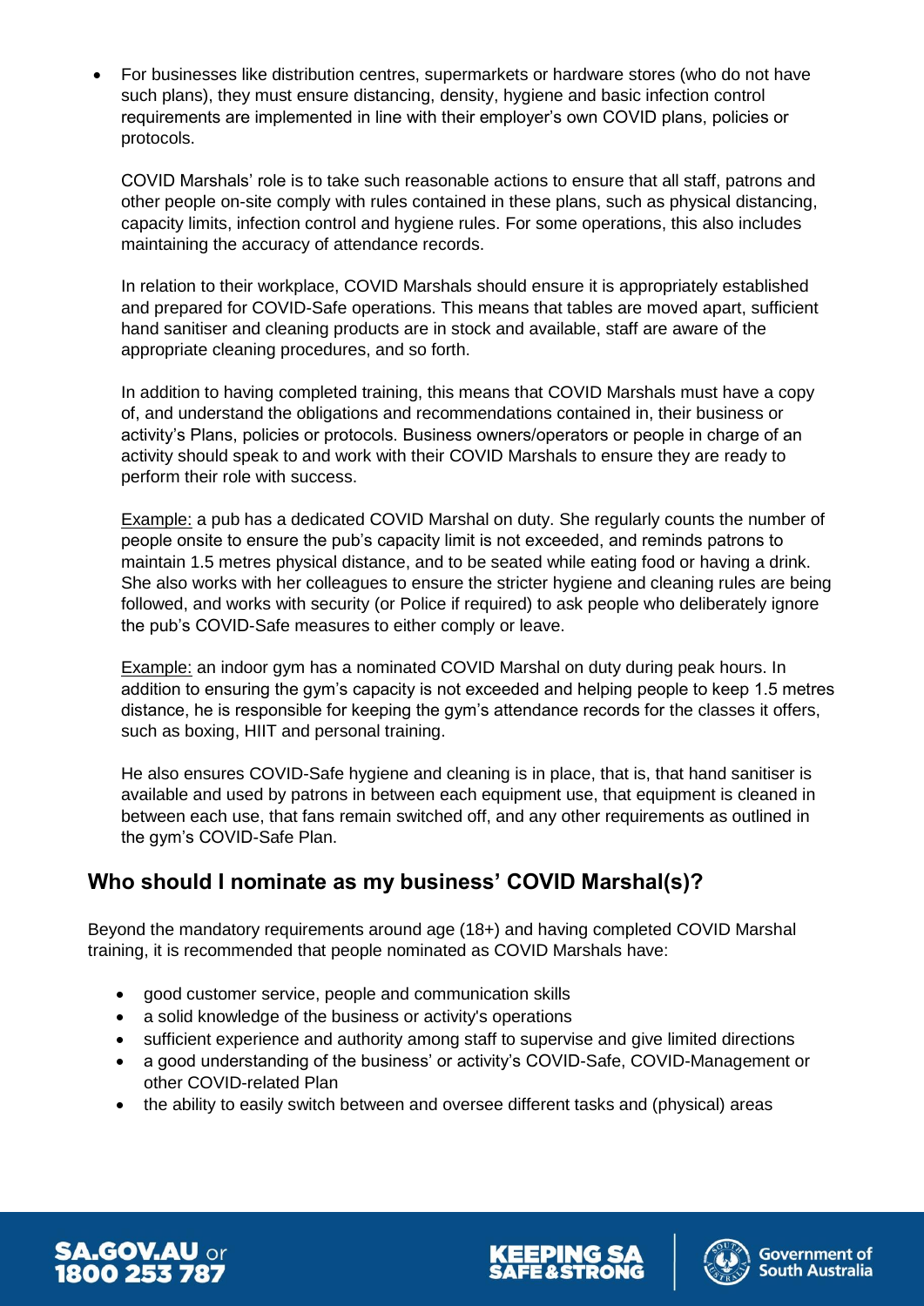- For businesses like distribution centres, supermarkets or hardware stores (who do not have such plans), they must ensure distancing, density, hygiene and basic infection control requirements are implemented in line with their employer's own COVID plans, policies or protocols.

  COVID Marshals' role is to take such reasonable actions to ensure that all staff, patrons and other people on-site comply with rules contained in these plans, such as physical distancing, capacity limits, infection control and hygiene rules. For some operations, this also includes maintaining the accuracy of attendance records.

  In relation to their workplace, COVID Marshals should ensure it is appropriately established and prepared for COVID-Safe operations. This means that tables are moved apart, sufficient hand sanitiser and cleaning products are in stock and available, staff are aware of the appropriate cleaning procedures, and so forth.

  In addition to having completed training, this means that COVID Marshals must have a copy of, and understand the obligations and recommendations contained in, their business or activity's Plans, policies or protocols. Business owners/operators or people in charge of an activity should speak to and work with their COVID Marshals to ensure they are ready to perform their role with success.

  Example: a pub has a dedicated COVID Marshal on duty. She regularly counts the number of people onsite to ensure the pub's capacity limit is not exceeded, and reminds patrons to maintain 1.5 metres physical distance, and to be seated while eating food or having a drink. She also works with her colleagues to ensure the stricter hygiene and cleaning rules are being followed, and works with security (or Police if required) to ask people who deliberately ignore the pub's COVID-Safe measures to either comply or leave.

  Example: an indoor gym has a nominated COVID Marshal on duty during peak hours. In addition to ensuring the gym's capacity is not exceeded and helping people to keep 1.5 metres distance, he is responsible for keeping the gym's attendance records for the classes it offers, such as boxing, HIIT and personal training.

  He also ensures COVID-Safe hygiene and cleaning is in place, that is, that hand sanitiser is available and used by patrons in between each equipment use, that equipment is cleaned in between each use, that fans remain switched off, and any other requirements as outlined in the gym's COVID-Safe Plan.

## Who should I nominate as my business' COVID Marshal(s)?

Beyond the mandatory requirements around age (18+) and having completed COVID Marshal training, it is recommended that people nominated as COVID Marshals have:

- good customer service, people and communication skills
- a solid knowledge of the business or activity's operations
- sufficient experience and authority among staff to supervise and give limited directions
- a good understanding of the business' or activity's COVID-Safe, COVID-Management or other COVID-related Plan
- the ability to easily switch between and oversee different tasks and (physical) areas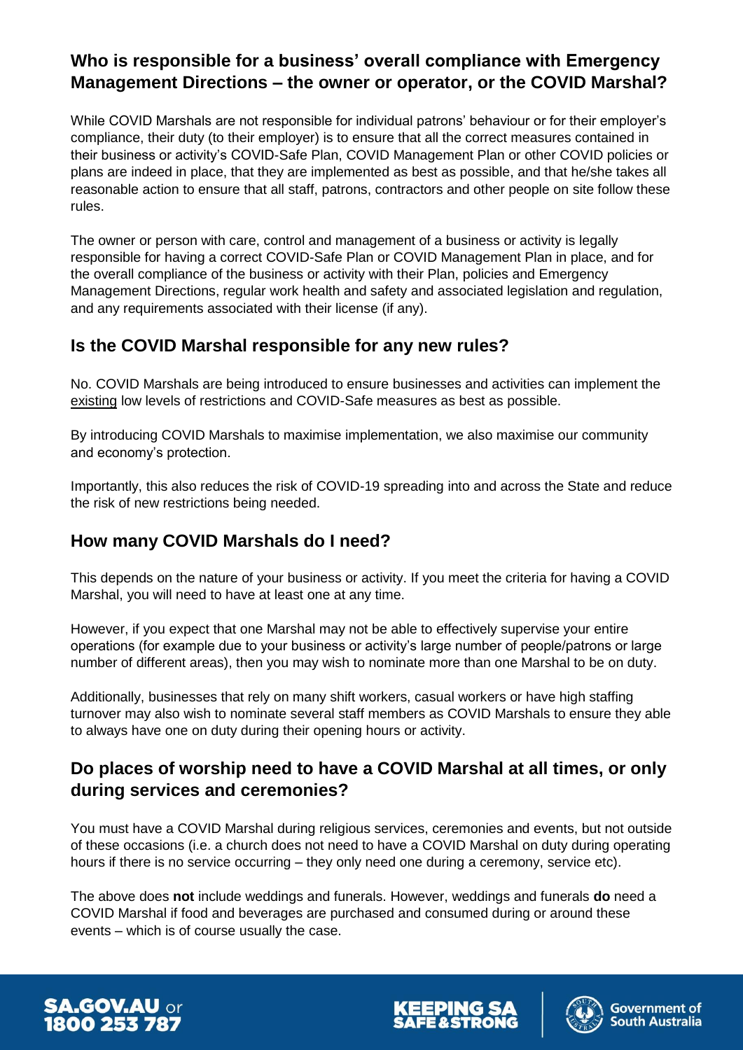## Who is responsible for a business' overall compliance with Emergency Management Directions – the owner or operator, or the COVID Marshal?

While COVID Marshals are not responsible for individual patrons' behaviour or for their employer's compliance, their duty (to their employer) is to ensure that all the correct measures contained in their business or activity's COVID-Safe Plan, COVID Management Plan or other COVID policies or plans are indeed in place, that they are implemented as best as possible, and that he/she takes all reasonable action to ensure that all staff, patrons, contractors and other people on site follow these rules.

The owner or person with care, control and management of a business or activity is legally responsible for having a correct COVID-Safe Plan or COVID Management Plan in place, and for the overall compliance of the business or activity with their Plan, policies and Emergency Management Directions, regular work health and safety and associated legislation and regulation, and any requirements associated with their license (if any).

## Is the COVID Marshal responsible for any new rules?

No. COVID Marshals are being introduced to ensure businesses and activities can implement the existing low levels of restrictions and COVID-Safe measures as best as possible.

By introducing COVID Marshals to maximise implementation, we also maximise our community and economy's protection.

Importantly, this also reduces the risk of COVID-19 spreading into and across the State and reduce the risk of new restrictions being needed.

## How many COVID Marshals do I need?

This depends on the nature of your business or activity. If you meet the criteria for having a COVID Marshal, you will need to have at least one at any time.

However, if you expect that one Marshal may not be able to effectively supervise your entire operations (for example due to your business or activity's large number of people/patrons or large number of different areas), then you may wish to nominate more than one Marshal to be on duty.

Additionally, businesses that rely on many shift workers, casual workers or have high staffing turnover may also wish to nominate several staff members as COVID Marshals to ensure they able to always have one on duty during their opening hours or activity.

## Do places of worship need to have a COVID Marshal at all times, or only during services and ceremonies?

You must have a COVID Marshal during religious services, ceremonies and events, but not outside of these occasions (i.e. a church does not need to have a COVID Marshal on duty during operating hours if there is no service occurring – they only need one during a ceremony, service etc).

The above does **not** include weddings and funerals. However, weddings and funerals **do** need a COVID Marshal if food and beverages are purchased and consumed during or around these events – which is of course usually the case.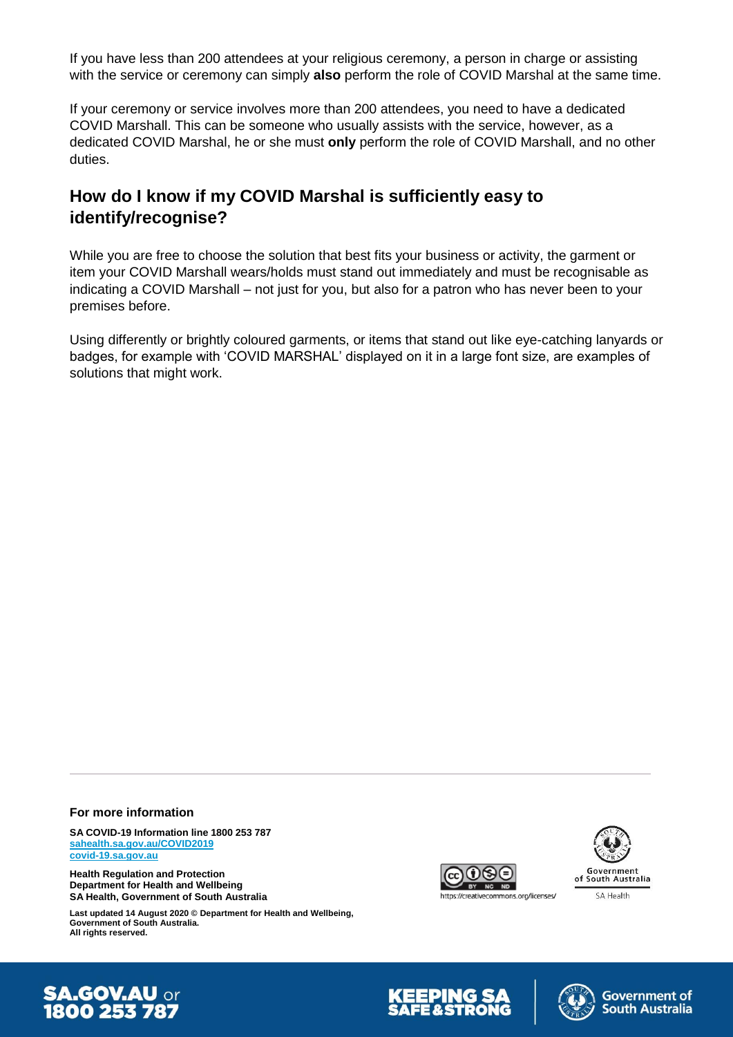If you have less than 200 attendees at your religious ceremony, a person in charge or assisting with the service or ceremony can simply **also** perform the role of COVID Marshal at the same time.

If your ceremony or service involves more than 200 attendees, you need to have a dedicated COVID Marshall. This can be someone who usually assists with the service, however, as a dedicated COVID Marshal, he or she must **only** perform the role of COVID Marshall, and no other duties.

## How do I know if my COVID Marshal is sufficiently easy to identify/recognise?

While you are free to choose the solution that best fits your business or activity, the garment or item your COVID Marshall wears/holds must stand out immediately and must be recognisable as indicating a COVID Marshall – not just for you, but also for a patron who has never been to your premises before.

Using differently or brightly coloured garments, or items that stand out like eye-catching lanyards or badges, for example with 'COVID MARSHAL' displayed on it in a large font size, are examples of solutions that might work.

**For more information**

**SA COVID-19 Information line 1800 253 787**
**sahealth.sa.gov.au/COVID2019**
**covid-19.sa.gov.au**

**Health Regulation and Protection**
**Department for Health and Wellbeing**
**SA Health, Government of South Australia**

**Last updated 14 August 2020 © Department for Health and Wellbeing, Government of South Australia.**
**All rights reserved.**

https://creativecommons.org/licenses/

Government of South Australia

SA Health

SA.GOV.AU or 1800 253 787

KEEPING SA SAFE & STRONG

Government of South Australia